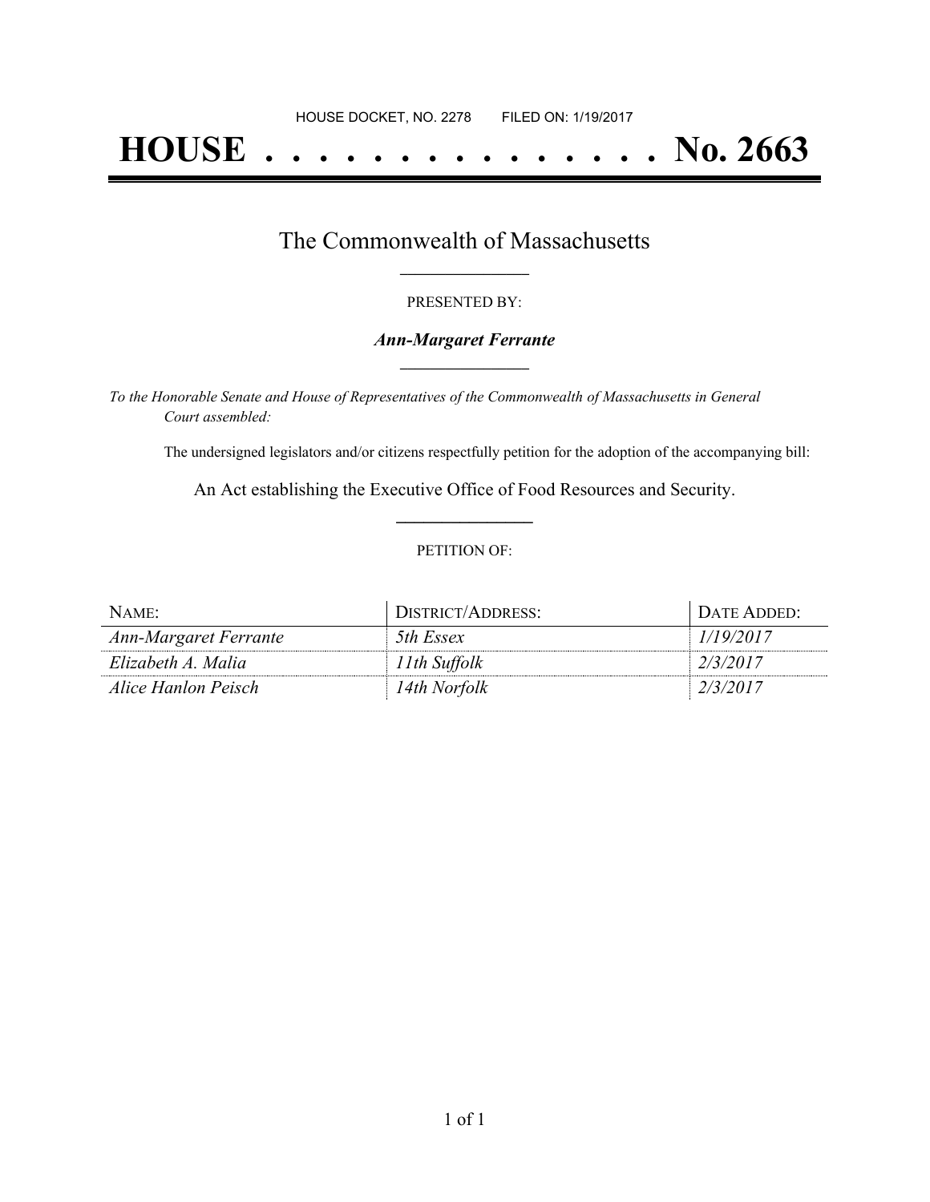HOUSE DOCKET, NO. 2278 FILED ON: 1/19/2017

# HOUSE . . . . . . . . . . . . . . . No. 2663

## The Commonwealth of Massachusetts

PRESENTED BY:

***Ann-Margaret Ferrante***

*To the Honorable Senate and House of Representatives of the Commonwealth of Massachusetts in General Court assembled:*

The undersigned legislators and/or citizens respectfully petition for the adoption of the accompanying bill:

An Act establishing the Executive Office of Food Resources and Security.

PETITION OF:

| NAME: | DISTRICT/ADDRESS: | DATE ADDED: |
| --- | --- | --- |
| *Ann-Margaret Ferrante* | *5th Essex* | *1/19/2017* |
| *Elizabeth A. Malia* | *11th Suffolk* | *2/3/2017* |
| *Alice Hanlon Peisch* | *14th Norfolk* | *2/3/2017* |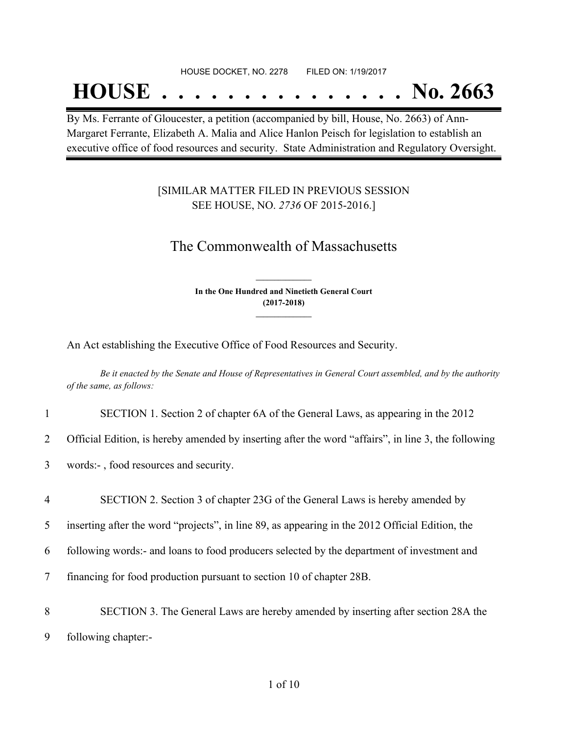HOUSE DOCKET, NO. 2278 FILED ON: 1/19/2017

# HOUSE . . . . . . . . . . . . . . . No. 2663

By Ms. Ferrante of Gloucester, a petition (accompanied by bill, House, No. 2663) of Ann-Margaret Ferrante, Elizabeth A. Malia and Alice Hanlon Peisch for legislation to establish an executive office of food resources and security. State Administration and Regulatory Oversight.

[SIMILAR MATTER FILED IN PREVIOUS SESSION SEE HOUSE, NO. *2736* OF 2015-2016.]

## The Commonwealth of Massachusetts

**In the One Hundred and Ninetieth General Court (2017-2018)**

An Act establishing the Executive Office of Food Resources and Security.

*Be it enacted by the Senate and House of Representatives in General Court assembled, and by the authority of the same, as follows:*

1 SECTION 1. Section 2 of chapter 6A of the General Laws, as appearing in the 2012
2 Official Edition, is hereby amended by inserting after the word "affairs", in line 3, the following
3 words:- , food resources and security.

4 SECTION 2. Section 3 of chapter 23G of the General Laws is hereby amended by
5 inserting after the word "projects", in line 89, as appearing in the 2012 Official Edition, the
6 following words:- and loans to food producers selected by the department of investment and
7 financing for food production pursuant to section 10 of chapter 28B.

8 SECTION 3. The General Laws are hereby amended by inserting after section 28A the
9 following chapter:-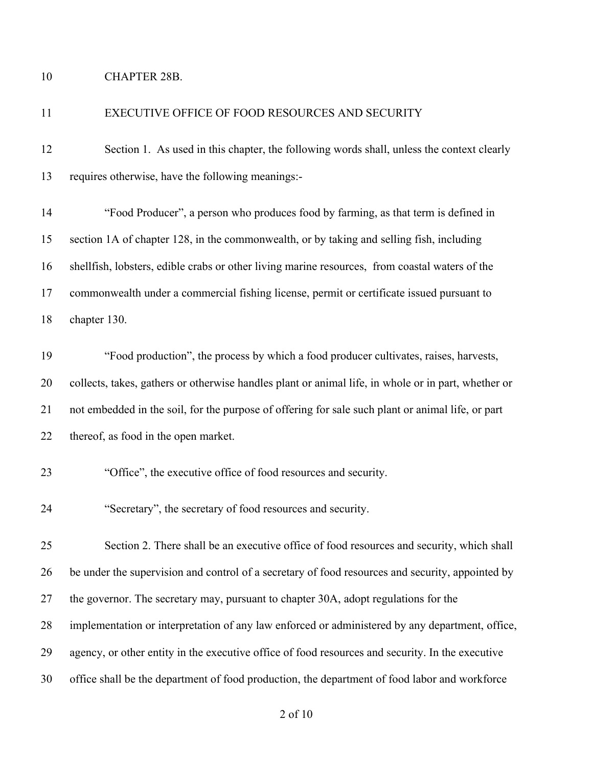CHAPTER 28B.

EXECUTIVE OFFICE OF FOOD RESOURCES AND SECURITY

Section 1. As used in this chapter, the following words shall, unless the context clearly requires otherwise, have the following meanings:-

"Food Producer", a person who produces food by farming, as that term is defined in section 1A of chapter 128, in the commonwealth, or by taking and selling fish, including shellfish, lobsters, edible crabs or other living marine resources, from coastal waters of the commonwealth under a commercial fishing license, permit or certificate issued pursuant to chapter 130.

"Food production", the process by which a food producer cultivates, raises, harvests, collects, takes, gathers or otherwise handles plant or animal life, in whole or in part, whether or not embedded in the soil, for the purpose of offering for sale such plant or animal life, or part thereof, as food in the open market.

"Office", the executive office of food resources and security.

"Secretary", the secretary of food resources and security.

Section 2. There shall be an executive office of food resources and security, which shall be under the supervision and control of a secretary of food resources and security, appointed by the governor. The secretary may, pursuant to chapter 30A, adopt regulations for the implementation or interpretation of any law enforced or administered by any department, office, agency, or other entity in the executive office of food resources and security. In the executive office shall be the department of food production, the department of food labor and workforce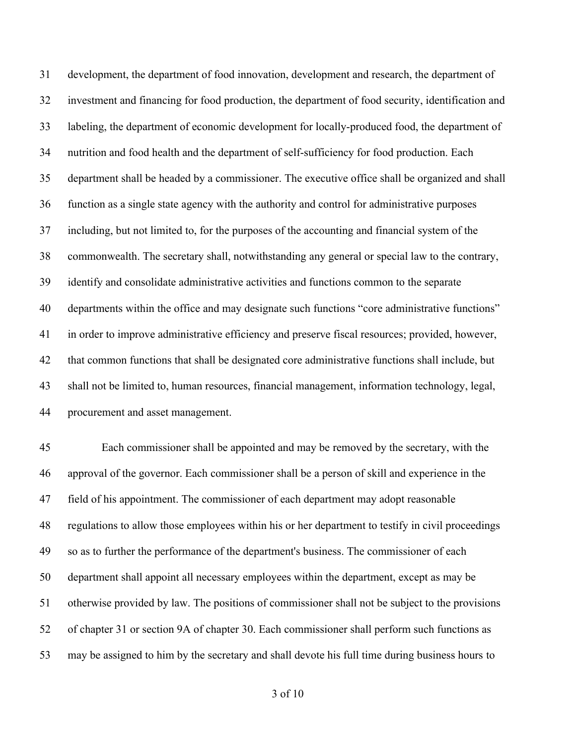development, the department of food innovation, development and research, the department of investment and financing for food production, the department of food security, identification and labeling, the department of economic development for locally-produced food, the department of nutrition and food health and the department of self-sufficiency for food production. Each department shall be headed by a commissioner. The executive office shall be organized and shall function as a single state agency with the authority and control for administrative purposes including, but not limited to, for the purposes of the accounting and financial system of the commonwealth. The secretary shall, notwithstanding any general or special law to the contrary, identify and consolidate administrative activities and functions common to the separate departments within the office and may designate such functions "core administrative functions" in order to improve administrative efficiency and preserve fiscal resources; provided, however, that common functions that shall be designated core administrative functions shall include, but shall not be limited to, human resources, financial management, information technology, legal, procurement and asset management.

Each commissioner shall be appointed and may be removed by the secretary, with the approval of the governor. Each commissioner shall be a person of skill and experience in the field of his appointment. The commissioner of each department may adopt reasonable regulations to allow those employees within his or her department to testify in civil proceedings so as to further the performance of the department's business. The commissioner of each department shall appoint all necessary employees within the department, except as may be otherwise provided by law. The positions of commissioner shall not be subject to the provisions of chapter 31 or section 9A of chapter 30. Each commissioner shall perform such functions as may be assigned to him by the secretary and shall devote his full time during business hours to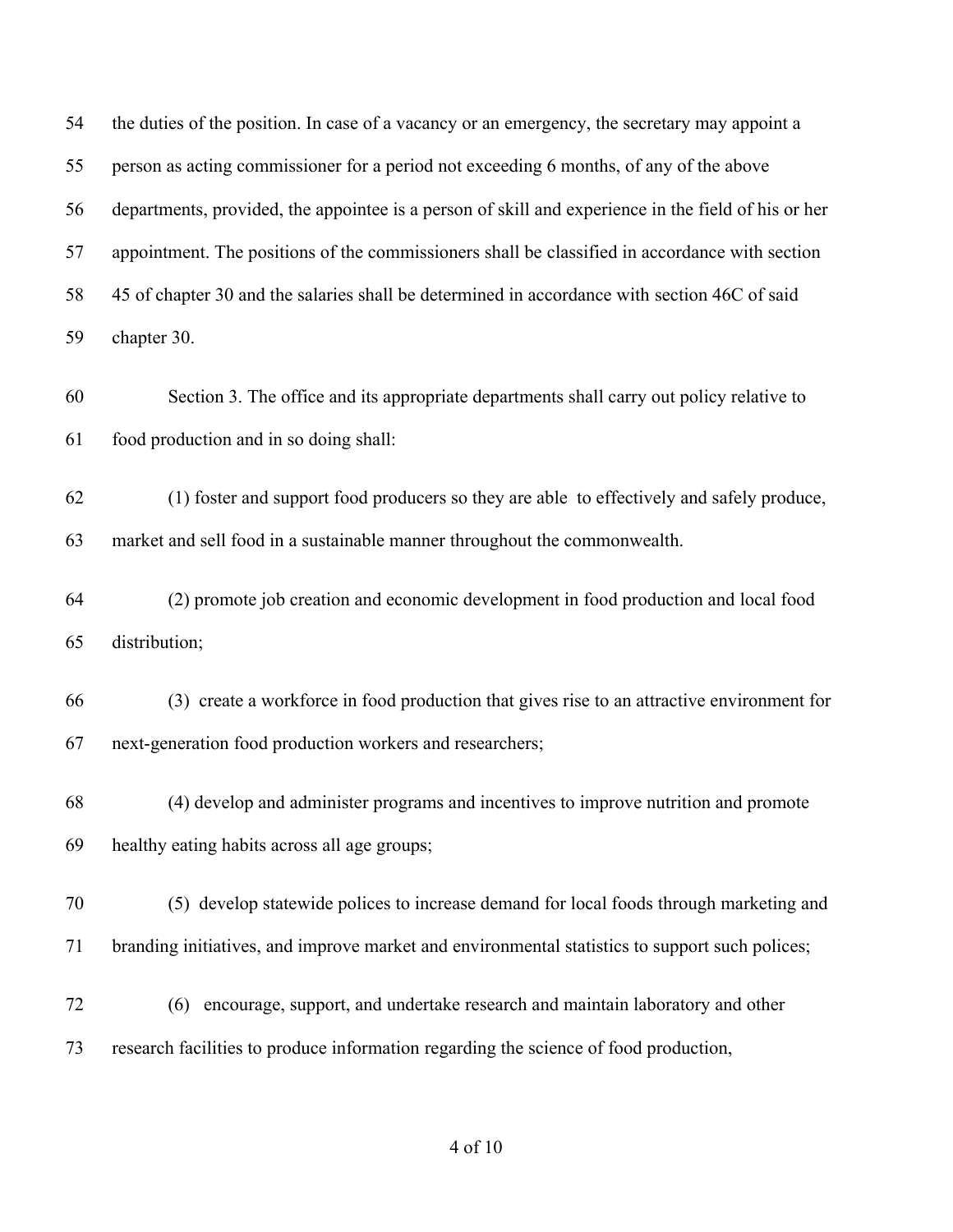the duties of the position. In case of a vacancy or an emergency, the secretary may appoint a person as acting commissioner for a period not exceeding 6 months, of any of the above departments, provided, the appointee is a person of skill and experience in the field of his or her appointment. The positions of the commissioners shall be classified in accordance with section 45 of chapter 30 and the salaries shall be determined in accordance with section 46C of said chapter 30.

Section 3. The office and its appropriate departments shall carry out policy relative to food production and in so doing shall:

(1) foster and support food producers so they are able to effectively and safely produce, market and sell food in a sustainable manner throughout the commonwealth.

(2) promote job creation and economic development in food production and local food distribution;

(3) create a workforce in food production that gives rise to an attractive environment for next-generation food production workers and researchers;

(4) develop and administer programs and incentives to improve nutrition and promote healthy eating habits across all age groups;

(5) develop statewide polices to increase demand for local foods through marketing and branding initiatives, and improve market and environmental statistics to support such polices;

(6) encourage, support, and undertake research and maintain laboratory and other research facilities to produce information regarding the science of food production,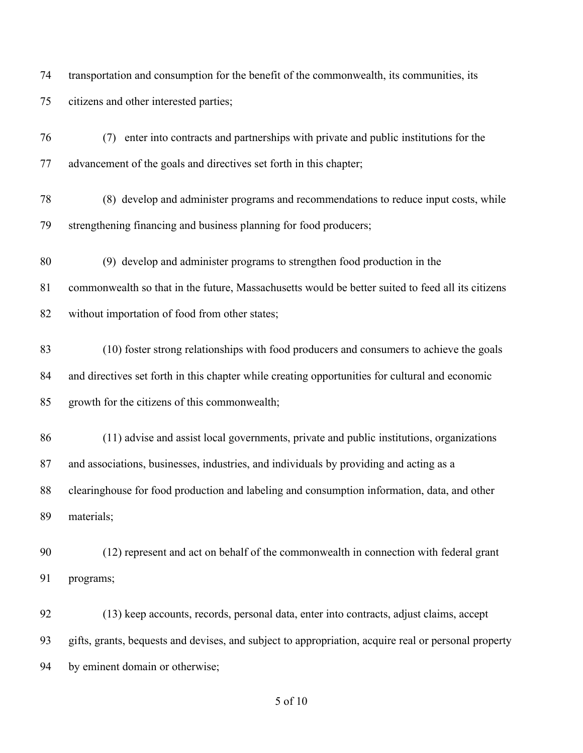transportation and consumption for the benefit of the commonwealth, its communities, its citizens and other interested parties;

(7) enter into contracts and partnerships with private and public institutions for the advancement of the goals and directives set forth in this chapter;

(8) develop and administer programs and recommendations to reduce input costs, while strengthening financing and business planning for food producers;

(9) develop and administer programs to strengthen food production in the commonwealth so that in the future, Massachusetts would be better suited to feed all its citizens without importation of food from other states;

(10) foster strong relationships with food producers and consumers to achieve the goals and directives set forth in this chapter while creating opportunities for cultural and economic growth for the citizens of this commonwealth;

(11) advise and assist local governments, private and public institutions, organizations and associations, businesses, industries, and individuals by providing and acting as a clearinghouse for food production and labeling and consumption information, data, and other materials;

(12) represent and act on behalf of the commonwealth in connection with federal grant programs;

(13) keep accounts, records, personal data, enter into contracts, adjust claims, accept gifts, grants, bequests and devises, and subject to appropriation, acquire real or personal property by eminent domain or otherwise;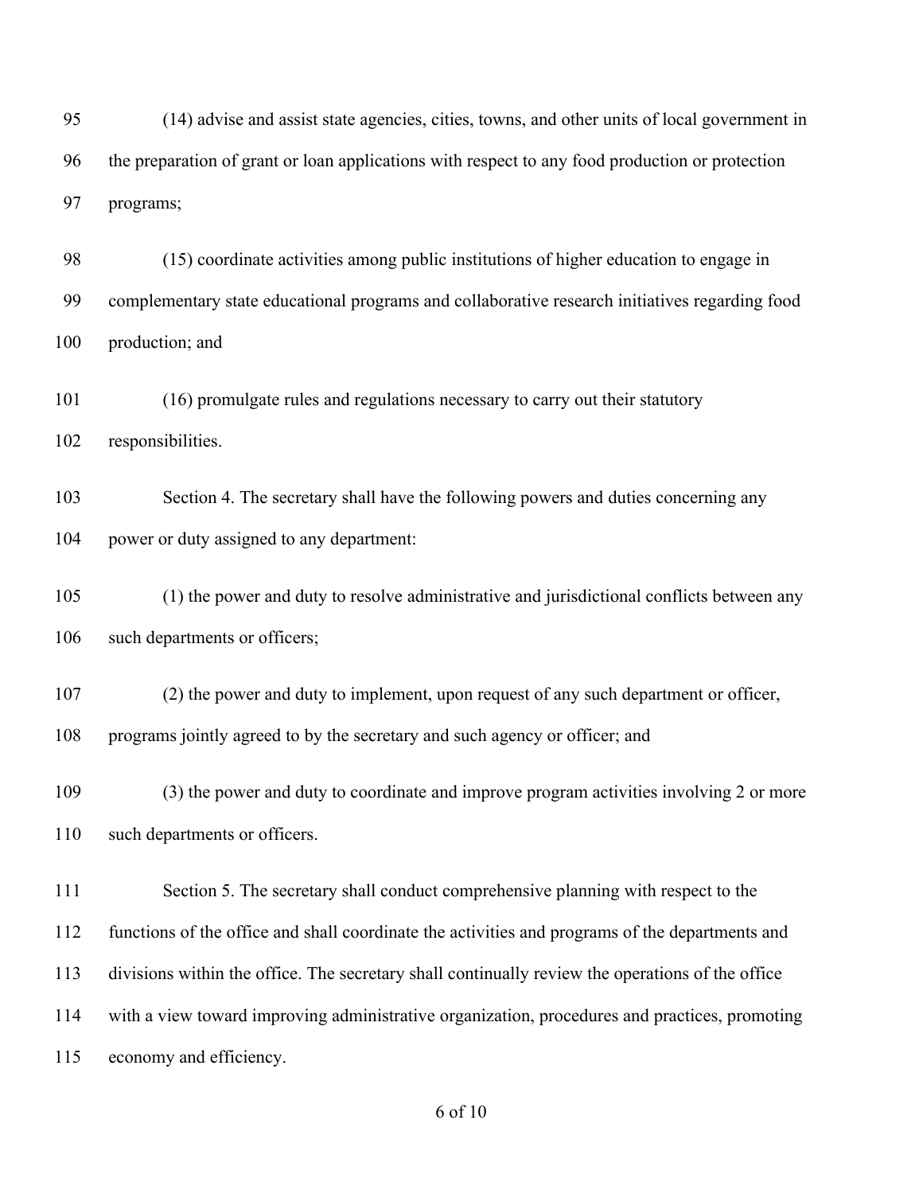(14) advise and assist state agencies, cities, towns, and other units of local government in the preparation of grant or loan applications with respect to any food production or protection programs;

(15) coordinate activities among public institutions of higher education to engage in complementary state educational programs and collaborative research initiatives regarding food production; and

(16) promulgate rules and regulations necessary to carry out their statutory responsibilities.

Section 4. The secretary shall have the following powers and duties concerning any power or duty assigned to any department:

(1) the power and duty to resolve administrative and jurisdictional conflicts between any such departments or officers;

(2) the power and duty to implement, upon request of any such department or officer, programs jointly agreed to by the secretary and such agency or officer; and

(3) the power and duty to coordinate and improve program activities involving 2 or more such departments or officers.

Section 5. The secretary shall conduct comprehensive planning with respect to the functions of the office and shall coordinate the activities and programs of the departments and divisions within the office. The secretary shall continually review the operations of the office with a view toward improving administrative organization, procedures and practices, promoting economy and efficiency.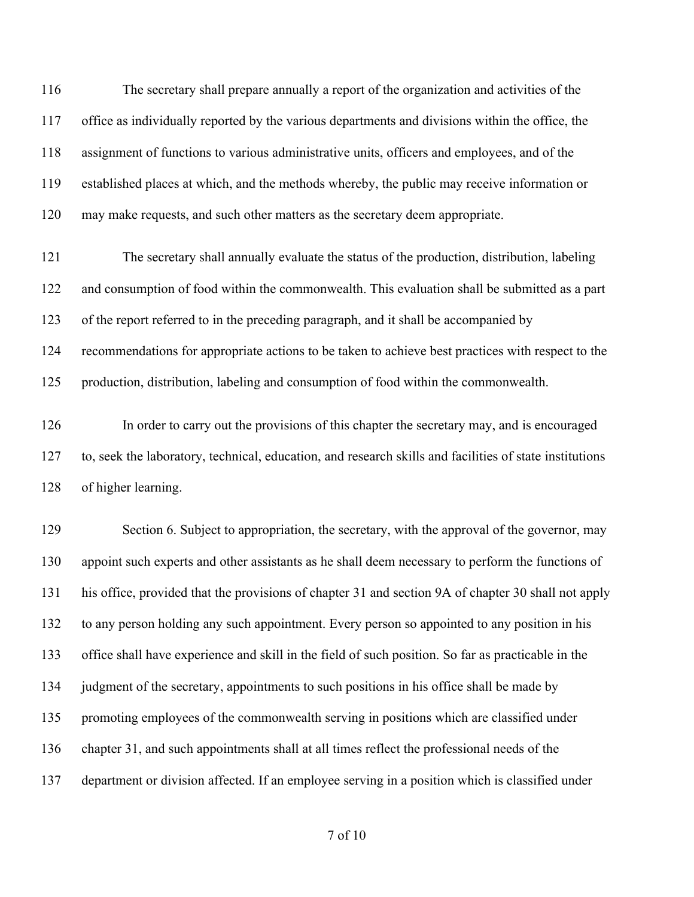116 The secretary shall prepare annually a report of the organization and activities of the
117 office as individually reported by the various departments and divisions within the office, the
118 assignment of functions to various administrative units, officers and employees, and of the
119 established places at which, and the methods whereby, the public may receive information or
120 may make requests, and such other matters as the secretary deem appropriate.

121 The secretary shall annually evaluate the status of the production, distribution, labeling
122 and consumption of food within the commonwealth. This evaluation shall be submitted as a part
123 of the report referred to in the preceding paragraph, and it shall be accompanied by
124 recommendations for appropriate actions to be taken to achieve best practices with respect to the
125 production, distribution, labeling and consumption of food within the commonwealth.

126 In order to carry out the provisions of this chapter the secretary may, and is encouraged
127 to, seek the laboratory, technical, education, and research skills and facilities of state institutions
128 of higher learning.

129 Section 6. Subject to appropriation, the secretary, with the approval of the governor, may
130 appoint such experts and other assistants as he shall deem necessary to perform the functions of
131 his office, provided that the provisions of chapter 31 and section 9A of chapter 30 shall not apply
132 to any person holding any such appointment. Every person so appointed to any position in his
133 office shall have experience and skill in the field of such position. So far as practicable in the
134 judgment of the secretary, appointments to such positions in his office shall be made by
135 promoting employees of the commonwealth serving in positions which are classified under
136 chapter 31, and such appointments shall at all times reflect the professional needs of the
137 department or division affected. If an employee serving in a position which is classified under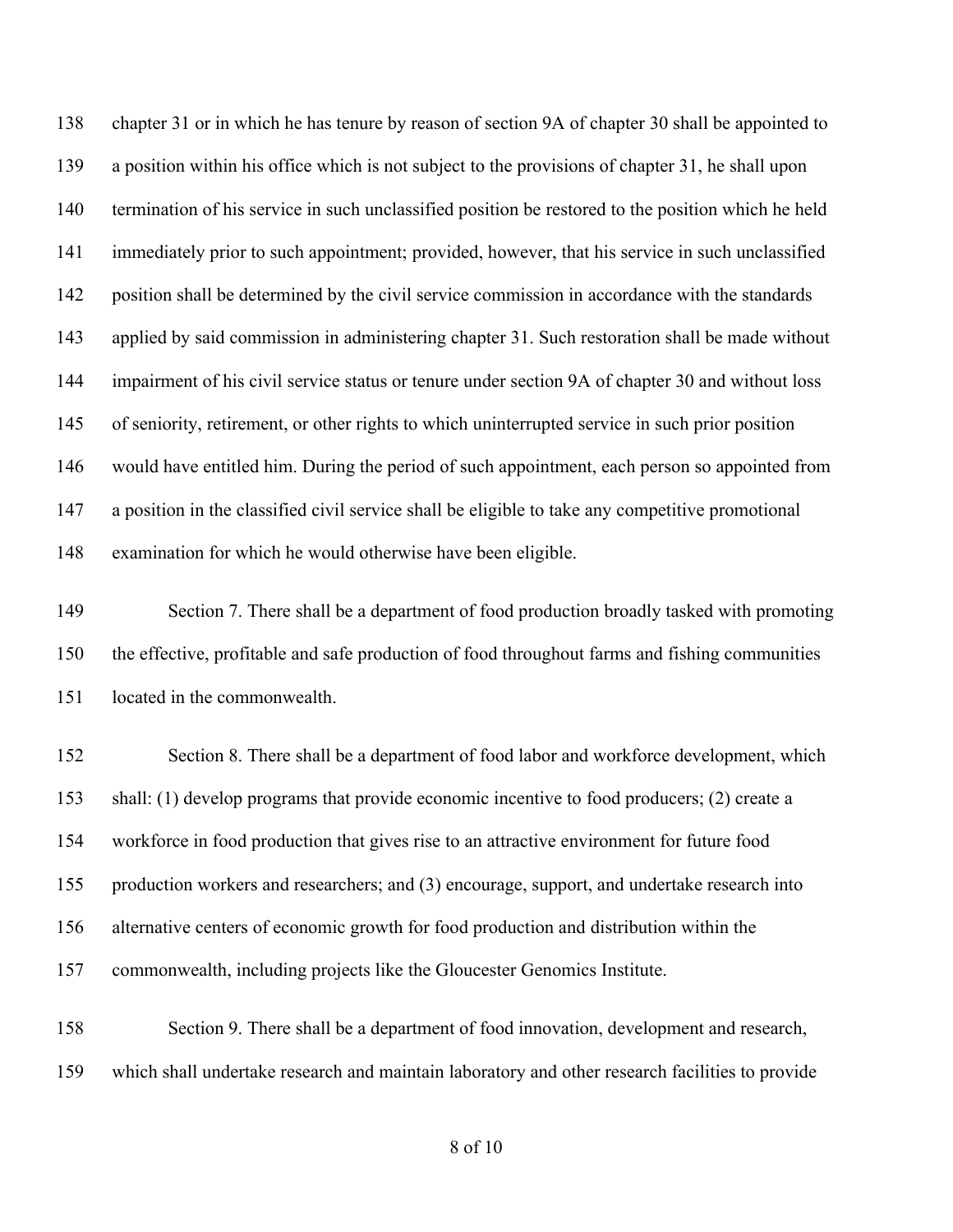chapter 31 or in which he has tenure by reason of section 9A of chapter 30 shall be appointed to a position within his office which is not subject to the provisions of chapter 31, he shall upon termination of his service in such unclassified position be restored to the position which he held immediately prior to such appointment; provided, however, that his service in such unclassified position shall be determined by the civil service commission in accordance with the standards applied by said commission in administering chapter 31. Such restoration shall be made without impairment of his civil service status or tenure under section 9A of chapter 30 and without loss of seniority, retirement, or other rights to which uninterrupted service in such prior position would have entitled him. During the period of such appointment, each person so appointed from a position in the classified civil service shall be eligible to take any competitive promotional examination for which he would otherwise have been eligible.

Section 7. There shall be a department of food production broadly tasked with promoting the effective, profitable and safe production of food throughout farms and fishing communities located in the commonwealth.

Section 8. There shall be a department of food labor and workforce development, which shall: (1) develop programs that provide economic incentive to food producers; (2) create a workforce in food production that gives rise to an attractive environment for future food production workers and researchers; and (3) encourage, support, and undertake research into alternative centers of economic growth for food production and distribution within the commonwealth, including projects like the Gloucester Genomics Institute.

Section 9. There shall be a department of food innovation, development and research, which shall undertake research and maintain laboratory and other research facilities to provide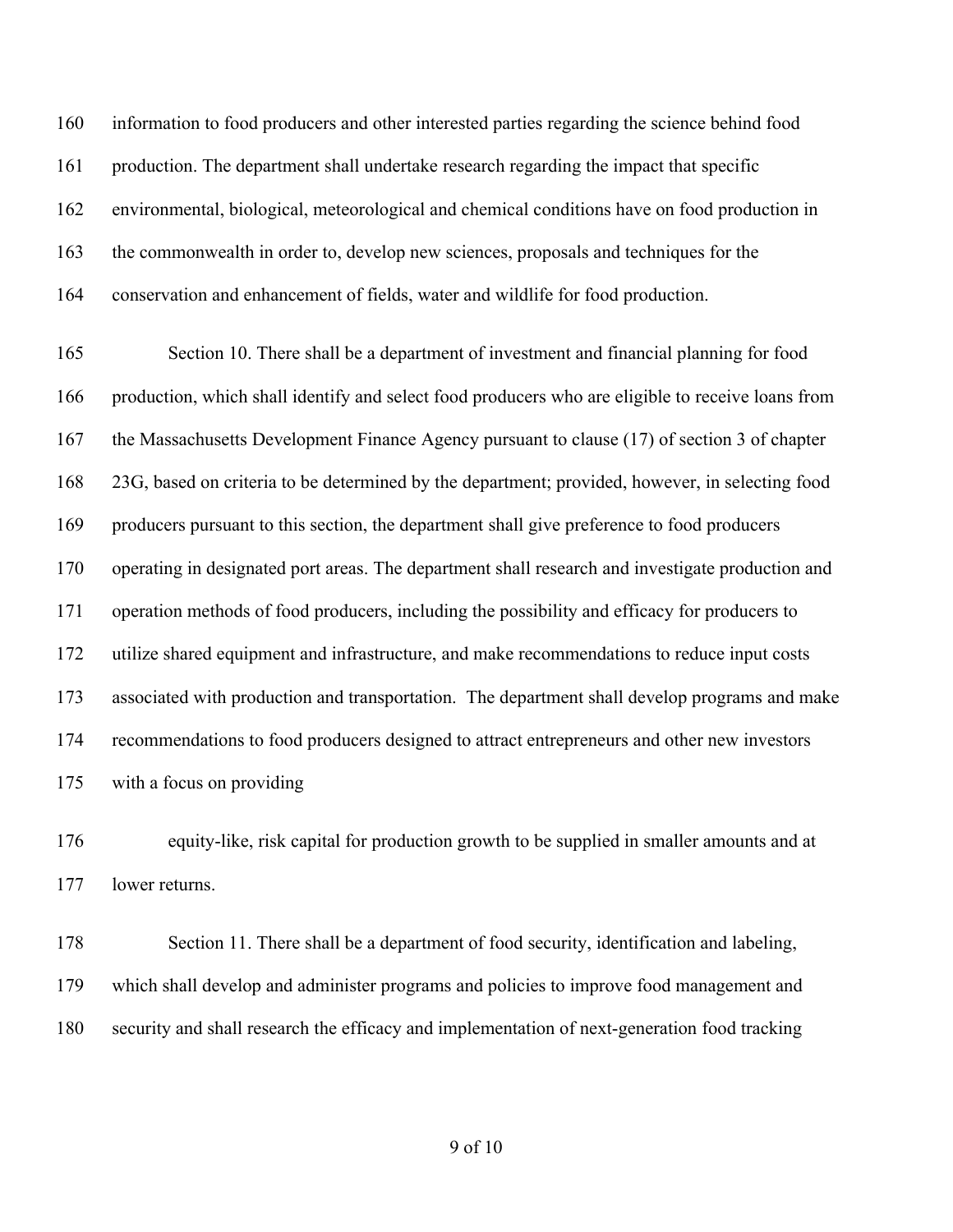information to food producers and other interested parties regarding the science behind food production. The department shall undertake research regarding the impact that specific environmental, biological, meteorological and chemical conditions have on food production in the commonwealth in order to, develop new sciences, proposals and techniques for the conservation and enhancement of fields, water and wildlife for food production.

Section 10. There shall be a department of investment and financial planning for food production, which shall identify and select food producers who are eligible to receive loans from the Massachusetts Development Finance Agency pursuant to clause (17) of section 3 of chapter 23G, based on criteria to be determined by the department; provided, however, in selecting food producers pursuant to this section, the department shall give preference to food producers operating in designated port areas. The department shall research and investigate production and operation methods of food producers, including the possibility and efficacy for producers to utilize shared equipment and infrastructure, and make recommendations to reduce input costs associated with production and transportation. The department shall develop programs and make recommendations to food producers designed to attract entrepreneurs and other new investors with a focus on providing

equity-like, risk capital for production growth to be supplied in smaller amounts and at lower returns.

Section 11. There shall be a department of food security, identification and labeling, which shall develop and administer programs and policies to improve food management and security and shall research the efficacy and implementation of next-generation food tracking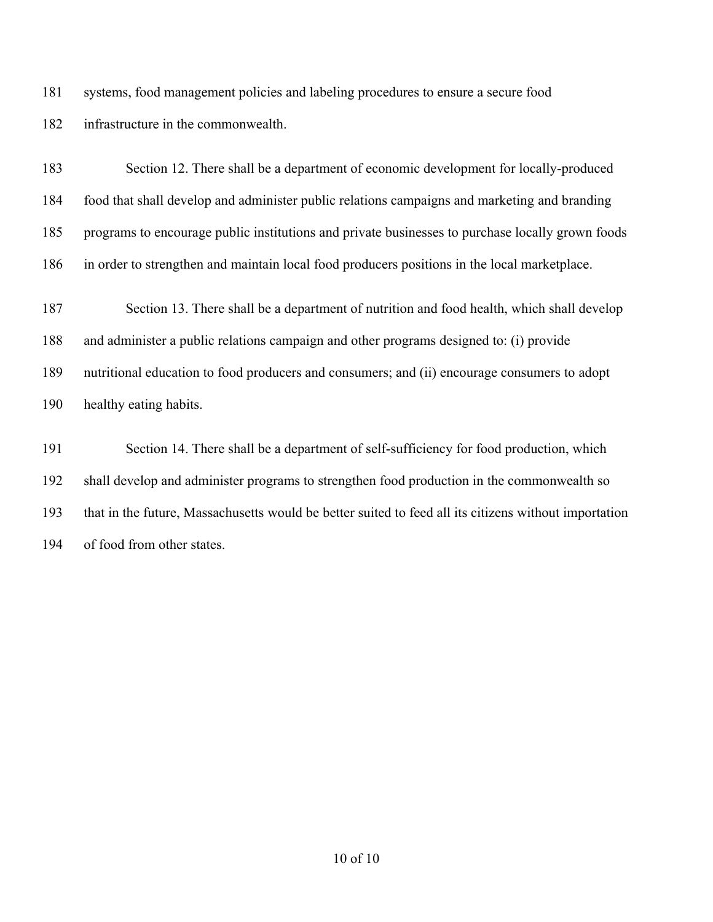systems, food management policies and labeling procedures to ensure a secure food infrastructure in the commonwealth.

Section 12. There shall be a department of economic development for locally-produced food that shall develop and administer public relations campaigns and marketing and branding programs to encourage public institutions and private businesses to purchase locally grown foods in order to strengthen and maintain local food producers positions in the local marketplace.

Section 13. There shall be a department of nutrition and food health, which shall develop and administer a public relations campaign and other programs designed to: (i) provide nutritional education to food producers and consumers; and (ii) encourage consumers to adopt healthy eating habits.

Section 14. There shall be a department of self-sufficiency for food production, which shall develop and administer programs to strengthen food production in the commonwealth so that in the future, Massachusetts would be better suited to feed all its citizens without importation of food from other states.